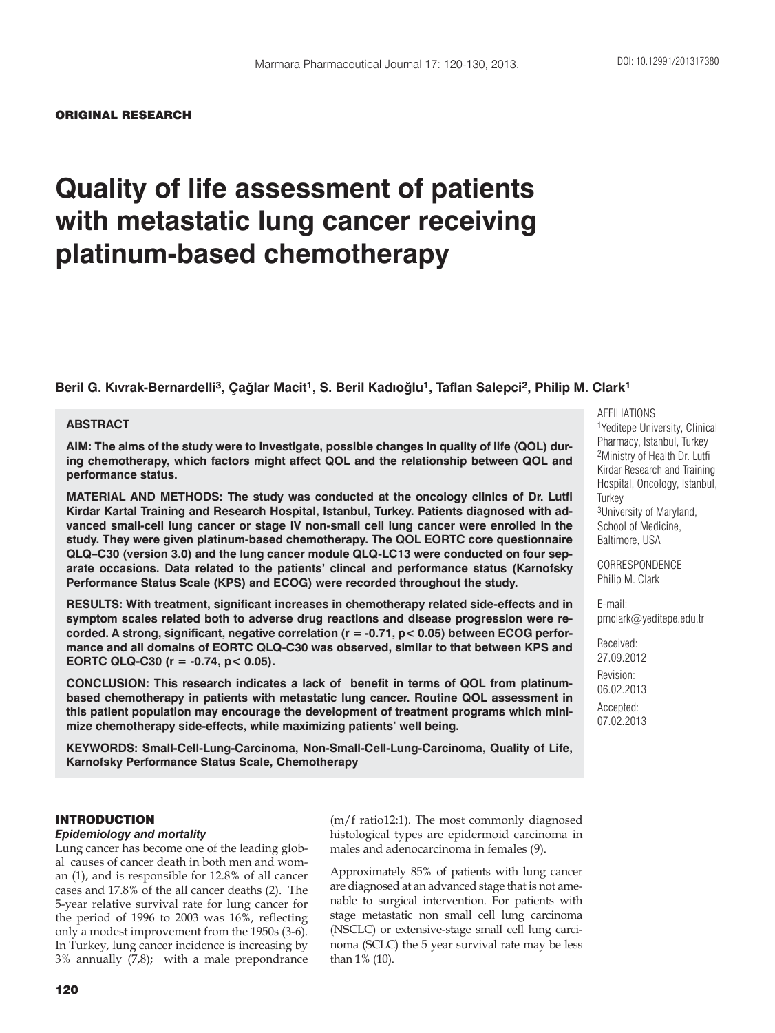ORIGINAL RESEARCH

# Quality of life assessment of patients with metastatic lung cancer receiving platinum-based chemotherapy

**Beril G. Kıvrak-Bernardelli[3], Çağlar Macit[1], S. Beril Kadıoğlu[1], Taflan Salepci[2], Philip M. Clark[1]**

AFFILIATIONS
[1]Yeditepe University, Clinical Pharmacy, Istanbul, Turkey
[2]Ministry of Health Dr. Lutfi Kirdar Research and Training Hospital, Oncology, Istanbul, Turkey
[3]University of Maryland, School of Medicine, Baltimore, USA

CORRESPONDENCE
Philip M. Clark

E-mail:
pmclark@yeditepe.edu.tr

Received:
27.09.2012
Revision:
06.02.2013
Accepted:
07.02.2013

## ABSTRACT

**AIM: The aims of the study were to investigate, possible changes in quality of life (QOL) during chemotherapy, which factors might affect QOL and the relationship between QOL and performance status.**

**MATERIAL AND METHODS: The study was conducted at the oncology clinics of Dr. Lutfi Kirdar Kartal Training and Research Hospital, Istanbul, Turkey. Patients diagnosed with advanced small-cell lung cancer or stage IV non-small cell lung cancer were enrolled in the study. They were given platinum-based chemotherapy. The QOL EORTC core questionnaire QLQ–C30 (version 3.0) and the lung cancer module QLQ-LC13 were conducted on four separate occasions. Data related to the patients' clincal and performance status (Karnofsky Performance Status Scale (KPS) and ECOG) were recorded throughout the study.**

**RESULTS: With treatment, significant increases in chemotherapy related side-effects and in symptom scales related both to adverse drug reactions and disease progression were recorded. A strong, significant, negative correlation ($r = -0.71$, $p < 0.05$) between ECOG performance and all domains of EORTC QLQ-C30 was observed, similar to that between KPS and EORTC QLQ-C30 ($r = -0.74$, $p < 0.05$).**

**CONCLUSION: This research indicates a lack of benefit in terms of QOL from platinum-based chemotherapy in patients with metastatic lung cancer. Routine QOL assessment in this patient population may encourage the development of treatment programs which minimize chemotherapy side-effects, while maximizing patients' well being.**

**KEYWORDS: Small-Cell-Lung-Carcinoma, Non-Small-Cell-Lung-Carcinoma, Quality of Life, Karnofsky Performance Status Scale, Chemotherapy**

## INTRODUCTION

### *Epidemiology and mortality*

Lung cancer has become one of the leading global causes of cancer death in both men and woman (1), and is responsible for 12.8% of all cancer cases and 17.8% of the all cancer deaths (2). The 5-year relative survival rate for lung cancer for the period of 1996 to 2003 was 16%, reflecting only a modest improvement from the 1950s (3-6). In Turkey, lung cancer incidence is increasing by 3% annually (7,8); with a male prepondrance (m/f ratio12:1). The most commonly diagnosed histological types are epidermoid carcinoma in males and adenocarcinoma in females (9).

Approximately 85% of patients with lung cancer are diagnosed at an advanced stage that is not amenable to surgical intervention. For patients with stage metastatic non small cell lung carcinoma (NSCLC) or extensive-stage small cell lung carcinoma (SCLC) the 5 year survival rate may be less than 1% (10).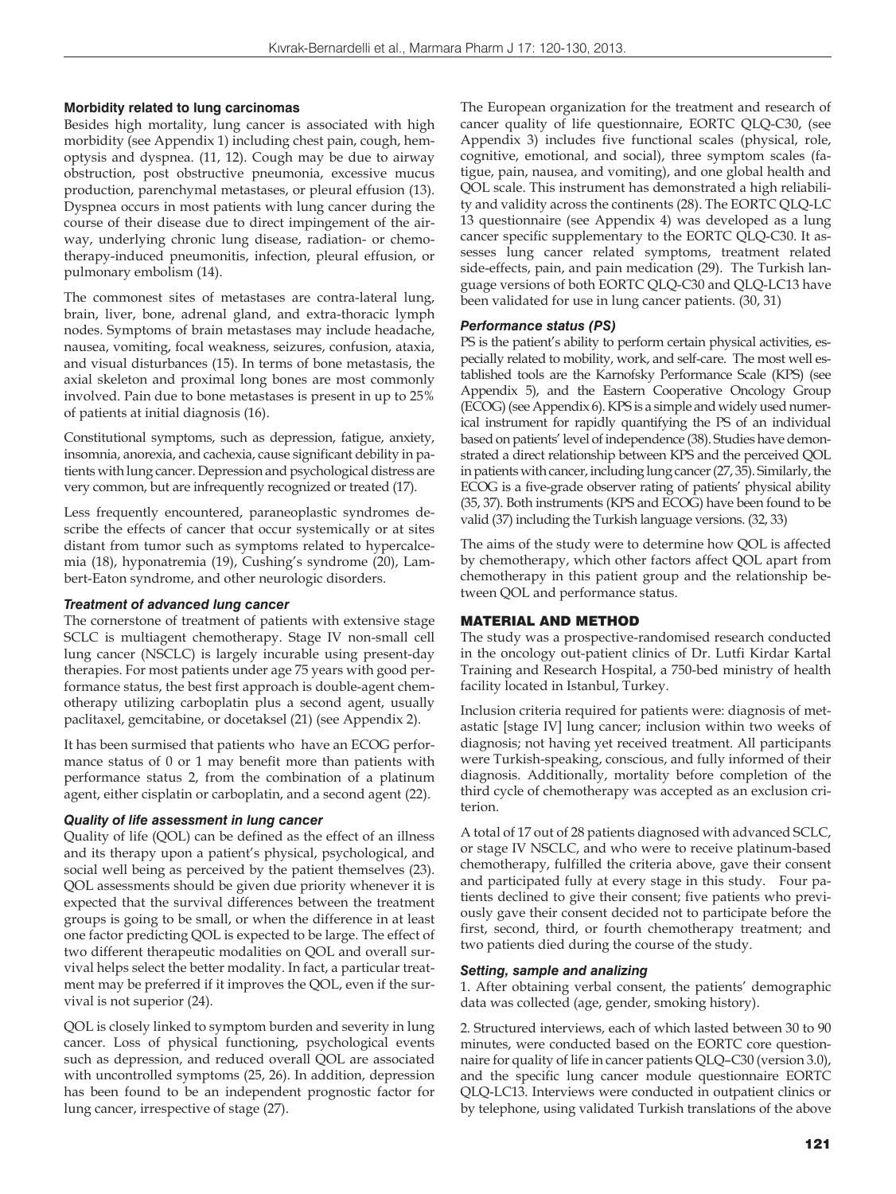### Morbidity related to lung carcinomas

Besides high mortality, lung cancer is associated with high morbidity (see Appendix 1) including chest pain, cough, hemoptysis and dyspnea. (11, 12). Cough may be due to airway obstruction, post obstructive pneumonia, excessive mucus production, parenchymal metastases, or pleural effusion (13). Dyspnea occurs in most patients with lung cancer during the course of their disease due to direct impingement of the airway, underlying chronic lung disease, radiation- or chemotherapy-induced pneumonitis, infection, pleural effusion, or pulmonary embolism (14).

The commonest sites of metastases are contra-lateral lung, brain, liver, bone, adrenal gland, and extra-thoracic lymph nodes. Symptoms of brain metastases may include headache, nausea, vomiting, focal weakness, seizures, confusion, ataxia, and visual disturbances (15). In terms of bone metastasis, the axial skeleton and proximal long bones are most commonly involved. Pain due to bone metastases is present in up to 25% of patients at initial diagnosis (16).

Constitutional symptoms, such as depression, fatigue, anxiety, insomnia, anorexia, and cachexia, cause significant debility in patients with lung cancer. Depression and psychological distress are very common, but are infrequently recognized or treated (17).

Less frequently encountered, paraneoplastic syndromes describe the effects of cancer that occur systemically or at sites distant from tumor such as symptoms related to hypercalcemia (18), hyponatremia (19), Cushing's syndrome (20), Lambert-Eaton syndrome, and other neurologic disorders.

### *Treatment of advanced lung cancer*

The cornerstone of treatment of patients with extensive stage SCLC is multiagent chemotherapy. Stage IV non-small cell lung cancer (NSCLC) is largely incurable using present-day therapies. For most patients under age 75 years with good performance status, the best first approach is double-agent chemotherapy utilizing carboplatin plus a second agent, usually paclitaxel, gemcitabine, or docetaksel (21) (see Appendix 2).

It has been surmised that patients who have an ECOG performance status of 0 or 1 may benefit more than patients with performance status 2, from the combination of a platinum agent, either cisplatin or carboplatin, and a second agent (22).

### *Quality of life assessment in lung cancer*

Quality of life (QOL) can be defined as the effect of an illness and its therapy upon a patient's physical, psychological, and social well being as perceived by the patient themselves (23). QOL assessments should be given due priority whenever it is expected that the survival differences between the treatment groups is going to be small, or when the difference in at least one factor predicting QOL is expected to be large. The effect of two different therapeutic modalities on QOL and overall survival helps select the better modality. In fact, a particular treatment may be preferred if it improves the QOL, even if the survival is not superior (24).

QOL is closely linked to symptom burden and severity in lung cancer. Loss of physical functioning, psychological events such as depression, and reduced overall QOL are associated with uncontrolled symptoms (25, 26). In addition, depression has been found to be an independent prognostic factor for lung cancer, irrespective of stage (27).

The European organization for the treatment and research of cancer quality of life questionnaire, EORTC QLQ-C30, (see Appendix 3) includes five functional scales (physical, role, cognitive, emotional, and social), three symptom scales (fatigue, pain, nausea, and vomiting), and one global health and QOL scale. This instrument has demonstrated a high reliability and validity across the continents (28). The EORTC QLQ-LC 13 questionnaire (see Appendix 4) was developed as a lung cancer specific supplementary to the EORTC QLQ-C30. It assesses lung cancer related symptoms, treatment related side-effects, pain, and pain medication (29). The Turkish language versions of both EORTC QLQ-C30 and QLQ-LC13 have been validated for use in lung cancer patients. (30, 31)

### *Performance status (PS)*

PS is the patient's ability to perform certain physical activities, especially related to mobility, work, and self-care. The most well established tools are the Karnofsky Performance Scale (KPS) (see Appendix 5), and the Eastern Cooperative Oncology Group (ECOG) (see Appendix 6). KPS is a simple and widely used numerical instrument for rapidly quantifying the PS of an individual based on patients' level of independence (38). Studies have demonstrated a direct relationship between KPS and the perceived QOL in patients with cancer, including lung cancer (27, 35). Similarly, the ECOG is a five-grade observer rating of patients' physical ability (35, 37). Both instruments (KPS and ECOG) have been found to be valid (37) including the Turkish language versions. (32, 33)

The aims of the study were to determine how QOL is affected by chemotherapy, which other factors affect QOL apart from chemotherapy in this patient group and the relationship between QOL and performance status.

## MATERIAL AND METHOD

The study was a prospective-randomised research conducted in the oncology out-patient clinics of Dr. Lutfi Kirdar Kartal Training and Research Hospital, a 750-bed ministry of health facility located in Istanbul, Turkey.

Inclusion criteria required for patients were: diagnosis of metastatic [stage IV] lung cancer; inclusion within two weeks of diagnosis; not having yet received treatment. All participants were Turkish-speaking, conscious, and fully informed of their diagnosis. Additionally, mortality before completion of the third cycle of chemotherapy was accepted as an exclusion criterion.

A total of 17 out of 28 patients diagnosed with advanced SCLC, or stage IV NSCLC, and who were to receive platinum-based chemotherapy, fulfilled the criteria above, gave their consent and participated fully at every stage in this study. Four patients declined to give their consent; five patients who previously gave their consent decided not to participate before the first, second, third, or fourth chemotherapy treatment; and two patients died during the course of the study.

### *Setting, sample and analizing*

1. After obtaining verbal consent, the patients' demographic data was collected (age, gender, smoking history).

2. Structured interviews, each of which lasted between 30 to 90 minutes, were conducted based on the EORTC core questionnaire for quality of life in cancer patients QLQ–C30 (version 3.0), and the specific lung cancer module questionnaire EORTC QLQ-LC13. Interviews were conducted in outpatient clinics or by telephone, using validated Turkish translations of the above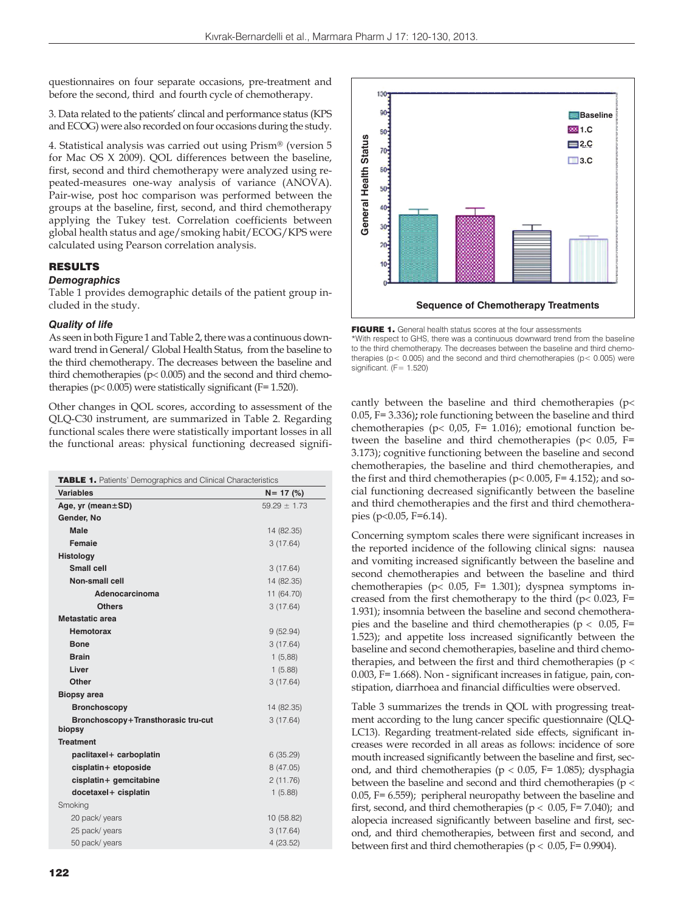questionnaires on four separate occasions, pre-treatment and before the second, third and fourth cycle of chemotherapy.

3. Data related to the patients' clincal and performance status (KPS and ECOG) were also recorded on four occasions during the study.

4. Statistical analysis was carried out using Prism® (version 5 for Mac OS X 2009). QOL differences between the baseline, first, second and third chemotherapy were analyzed using repeated-measures one-way analysis of variance (ANOVA). Pair-wise, post hoc comparison was performed between the groups at the baseline, first, second, and third chemotherapy applying the Tukey test. Correlation coefficients between global health status and age/smoking habit/ECOG/KPS were calculated using Pearson correlation analysis.

## RESULTS

### *Demographics*

Table 1 provides demographic details of the patient group included in the study.

### *Quality of life*

As seen in both Figure 1 and Table 2, there was a continuous downward trend in General/ Global Health Status, from the baseline to the third chemotherapy. The decreases between the baseline and third chemotherapies ($p < 0.005$) and the second and third chemotherapies ($p < 0.005$) were statistically significant ($F = 1.520$).

Other changes in QOL scores, according to assessment of the QLQ-C30 instrument, are summarized in Table 2. Regarding functional scales there were statistically important losses in all the functional areas: physical functioning decreased significantly between the baseline and third chemotherapies ($p < 0.05$, $F = 3.336$); role functioning between the baseline and third chemotherapies ($p < 0,05$, $F = 1.016$); emotional function between the baseline and third chemotherapies ($p < 0.05$, $F = 3.173$); cognitive functioning between the baseline and second chemotherapies, the baseline and third chemotherapies, and the first and third chemotherapies ($p < 0.005$, $F = 4.152$); and social functioning decreased significantly between the baseline and third chemotherapies and the first and third chemotherapies ($p < 0.05$, $F = 6.14$).

Concerning symptom scales there were significant increases in the reported incidence of the following clinical signs: nausea and vomiting increased significantly between the baseline and second chemotherapies and between the baseline and third chemotherapies ($p < 0.05$, $F = 1.301$); dyspnea symptoms increased from the first chemotherapy to the third ($p < 0.023$, $F = 1.931$); insomnia between the baseline and second chemotherapies and the baseline and third chemotherapies ($p < 0.05$, $F = 1.523$); and appetite loss increased significantly between the baseline and second chemotherapies, baseline and third chemotherapies, and between the first and third chemotherapies ($p < 0.003$, $F = 1.668$). Non - significant increases in fatigue, pain, constipation, diarrhoea and financial difficulties were observed.

Table 3 summarizes the trends in QOL with progressing treatment according to the lung cancer specific questionnaire (QLQ-LC13). Regarding treatment-related side effects, significant increases were recorded in all areas as follows: incidence of sore mouth increased significantly between the baseline and first, second, and third chemotherapies ($p < 0.05$, $F = 1.085$); dysphagia between the baseline and second and third chemotherapies ($p < 0.05$, $F = 6.559$); peripheral neuropathy between the baseline and first, second, and third chemotherapies ($p < 0.05$, $F = 7.040$); and alopecia increased significantly between baseline and first, second, and third chemotherapies, between first and second, and between first and third chemotherapies ($p < 0.05$, $F = 0.9904$).

**FIGURE 1.** General health status scores at the four assessments
*With respect to GHS, there was a continuous downward trend from the baseline to the third chemotherapy. The decreases between the baseline and third chemotherapies ($p < 0.005$) and the second and third chemotherapies ($p < 0.005$) were significant. ($F = 1.520$)

**TABLE 1.** Patients' Demographics and Clinical Characteristics

| Variables | N= 17 (%) |
|---|---|
| **Age, yr (mean±SD)** | 59.29 ± 1.73 |
| **Gender, No** | |
| **Male** | 14 (82.35) |
| **Femaie** | 3 (17.64) |
| **Histology** | |
| **Small cell** | 3 (17.64) |
| **Non-small cell** | 14 (82.35) |
| **Adenocarcinoma** | 11 (64.70) |
| **Others** | 3 (17.64) |
| **Metastatic area** | |
| **Hemotorax** | 9 (52.94) |
| **Bone** | 3 (17.64) |
| **Brain** | 1 (5,88) |
| **Liver** | 1 (5.88) |
| **Other** | 3 (17.64) |
| **Biopsy area** | |
| **Bronchoscopy** | 14 (82.35) |
| **Bronchoscopy+Transthorasic tru-cut biopsy** | 3 (17.64) |
| **Treatment** | |
| **paclitaxel+ carboplatin** | 6 (35.29) |
| **cisplatin+ etoposide** | 8 (47.05) |
| **cisplatin+ gemcitabine** | 2 (11.76) |
| **docetaxel+ cisplatin** | 1 (5.88) |
| Smoking | |
| 20 pack/ years | 10 (58.82) |
| 25 pack/ years | 3 (17.64) |
| 50 pack/ years | 4 (23.52) |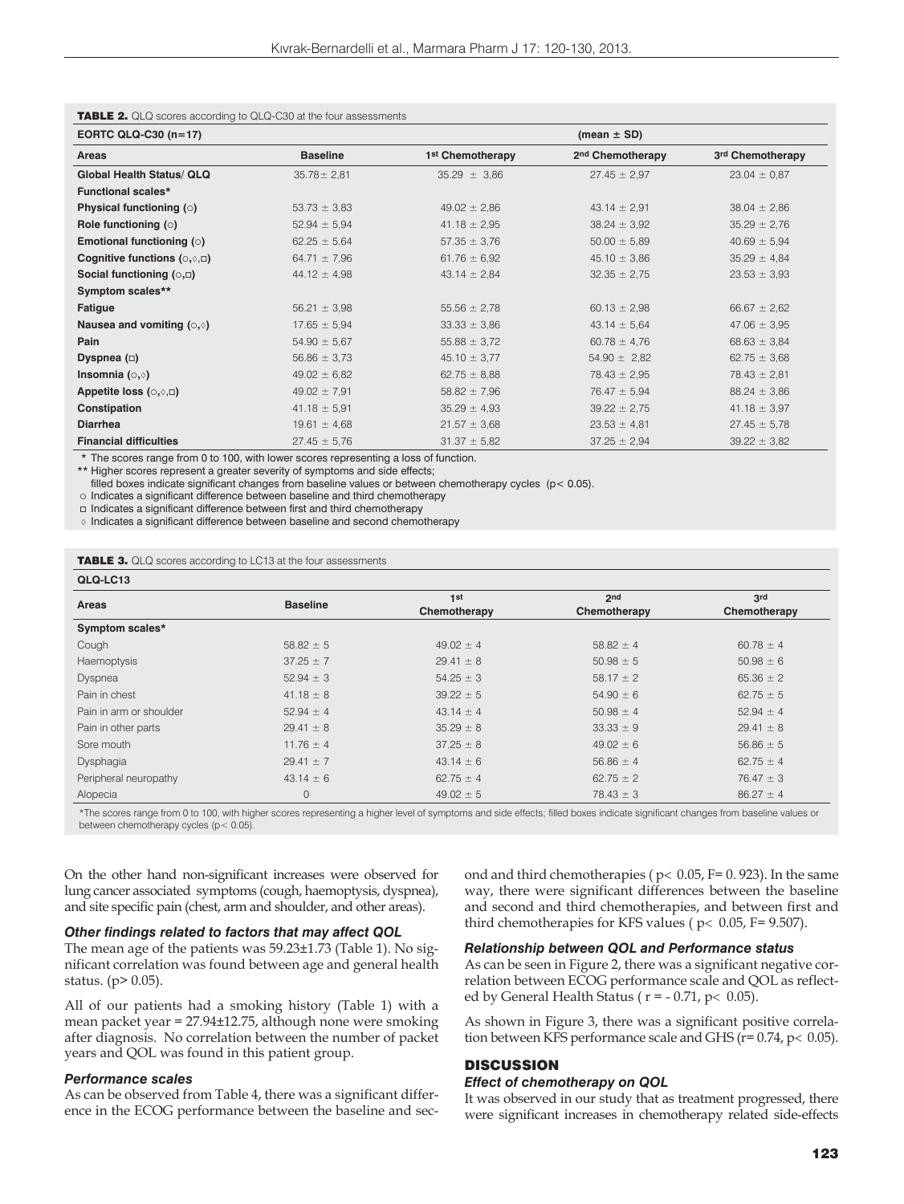**TABLE 2.** QLQ scores according to QLQ-C30 at the four assessments

| EORTC QLQ-C30 (n=17) | (mean ± SD) | | | |
|---|---|---|---|---|
| **Areas** | **Baseline** | **1st Chemotherapy** | **2nd Chemotherapy** | **3rd Chemotherapy** |
| **Global Health Status/ QLQ** | 35.78± 2,81 | 35.29 ± 3,86 | 27.45 ± 2,97 | 23.04 ± 0,87 |
| **Functional scales*** | | | | |
| **Physical functioning (○)** | 53.73 ± 3,83 | 49.02 ± 2,86 | 43.14 ± 2,91 | 38.04 ± 2,86 |
| **Role functioning (○)** | 52.94 ± 5,94 | 41.18 ± 2,95 | 38.24 ± 3,92 | 35.29 ± 2,76 |
| **Emotional functioning (○)** | 62.25 ± 5,64 | 57.35 ± 3,76 | 50.00 ± 5,89 | 40.69 ± 5,94 |
| **Cognitive functions (○,◊,□)** | 64.71 ± 7,96 | 61.76 ± 6,92 | 45.10 ± 3,86 | 35.29 ± 4,84 |
| **Social functioning (○,□)** | 44.12 ± 4,98 | 43.14 ± 2,84 | 32.35 ± 2,75 | 23.53 ± 3,93 |
| **Symptom scales**** | | | | |
| **Fatigue** | 56.21 ± 3,98 | 55.56 ± 2,78 | 60.13 ± 2,98 | 66.67 ± 2,62 |
| **Nausea and vomiting (○,◊)** | 17.65 ± 5,94 | 33.33 ± 3,86 | 43.14 ± 5,64 | 47.06 ± 3,95 |
| **Pain** | 54.90 ± 5,67 | 55.88 ± 3,72 | 60.78 ± 4,76 | 68.63 ± 3,84 |
| **Dyspnea (□)** | 56.86 ± 3,73 | 45.10 ± 3,77 | 54.90 ± 2,82 | 62.75 ± 3,68 |
| **Insomnia (○,◊)** | 49.02 ± 6,82 | 62.75 ± 8,88 | 78.43 ± 2,95 | 78.43 ± 2,81 |
| **Appetite loss (○,◊,□)** | 49.02 ± 7,91 | 58.82 ± 7,96 | 76.47 ± 5,94 | 88.24 ± 3,86 |
| **Constipation** | 41.18 ± 5,91 | 35.29 ± 4,93 | 39.22 ± 2,75 | 41.18 ± 3,97 |
| **Diarrhea** | 19.61 ± 4,68 | 21.57 ± 3,68 | 23.53 ± 4,81 | 27.45 ± 5,78 |
| **Financial difficulties** | 27.45 ± 5,76 | 31.37 ± 5,82 | 37.25 ± 2,94 | 39.22 ± 3,82 |

\* The scores range from 0 to 100, with lower scores representing a loss of function.
\*\* Higher scores represent a greater severity of symptoms and side effects;
filled boxes indicate significant changes from baseline values or between chemotherapy cycles ($p < 0.05$).
○ Indicates a significant difference between baseline and third chemotherapy
□ Indicates a significant difference between first and third chemotherapy
◊ Indicates a significant difference between baseline and second chemotherapy

**TABLE 3.** QLQ scores according to LC13 at the four assessments

| QLQ-LC13 | | | | |
|---|---|---|---|---|
| **Areas** | **Baseline** | **1st Chemotherapy** | **2nd Chemotherapy** | **3rd Chemotherapy** |
| **Symptom scales*** | | | | |
| Cough | 58.82 ± 5 | 49.02 ± 4 | 58.82 ± 4 | 60.78 ± 4 |
| Haemoptysis | 37.25 ± 7 | 29.41 ± 8 | 50.98 ± 5 | 50.98 ± 6 |
| Dyspnea | 52.94 ± 3 | 54.25 ± 3 | 58.17 ± 2 | 65.36 ± 2 |
| Pain in chest | 41.18 ± 8 | 39.22 ± 5 | 54.90 ± 6 | 62.75 ± 5 |
| Pain in arm or shoulder | 52.94 ± 4 | 43.14 ± 4 | 50.98 ± 4 | 52.94 ± 4 |
| Pain in other parts | 29.41 ± 8 | 35.29 ± 8 | 33.33 ± 9 | 29.41 ± 8 |
| Sore mouth | 11.76 ± 4 | 37.25 ± 8 | 49.02 ± 6 | 56.86 ± 5 |
| Dysphagia | 29.41 ± 7 | 43.14 ± 6 | 56.86 ± 4 | 62.75 ± 4 |
| Peripheral neuropathy | 43.14 ± 6 | 62.75 ± 4 | 62.75 ± 2 | 76.47 ± 3 |
| Alopecia | 0 | 49.02 ± 5 | 78.43 ± 3 | 86.27 ± 4 |

\*The scores range from 0 to 100, with higher scores representing a higher level of symptoms and side effects; filled boxes indicate significant changes from baseline values or between chemotherapy cycles ($p < 0.05$).

On the other hand non-significant increases were observed for lung cancer associated symptoms (cough, haemoptysis, dyspnea), and site specific pain (chest, arm and shoulder, and other areas).

### *Other findings related to factors that may affect QOL*

The mean age of the patients was 59.23±1.73 (Table 1). No significant correlation was found between age and general health status. ($p > 0.05$).

All of our patients had a smoking history (Table 1) with a mean packet year = 27.94±12.75, although none were smoking after diagnosis. No correlation between the number of packet years and QOL was found in this patient group.

### *Performance scales*

As can be observed from Table 4, there was a significant difference in the ECOG performance between the baseline and second and third chemotherapies ( $p < 0.05$, $F = 0.923$). In the same way, there were significant differences between the baseline and second and third chemotherapies, and between first and third chemotherapies for KFS values ( $p < 0.05$, $F = 9.507$).

### *Relationship between QOL and Performance status*

As can be seen in Figure 2, there was a significant negative correlation between ECOG performance scale and QOL as reflected by General Health Status ( $r = -0.71$, $p < 0.05$).

As shown in Figure 3, there was a significant positive correlation between KFS performance scale and GHS ($r = 0.74$, $p < 0.05$).

## DISCUSSION

### *Effect of chemotherapy on QOL*

It was observed in our study that as treatment progressed, there were significant increases in chemotherapy related side-effects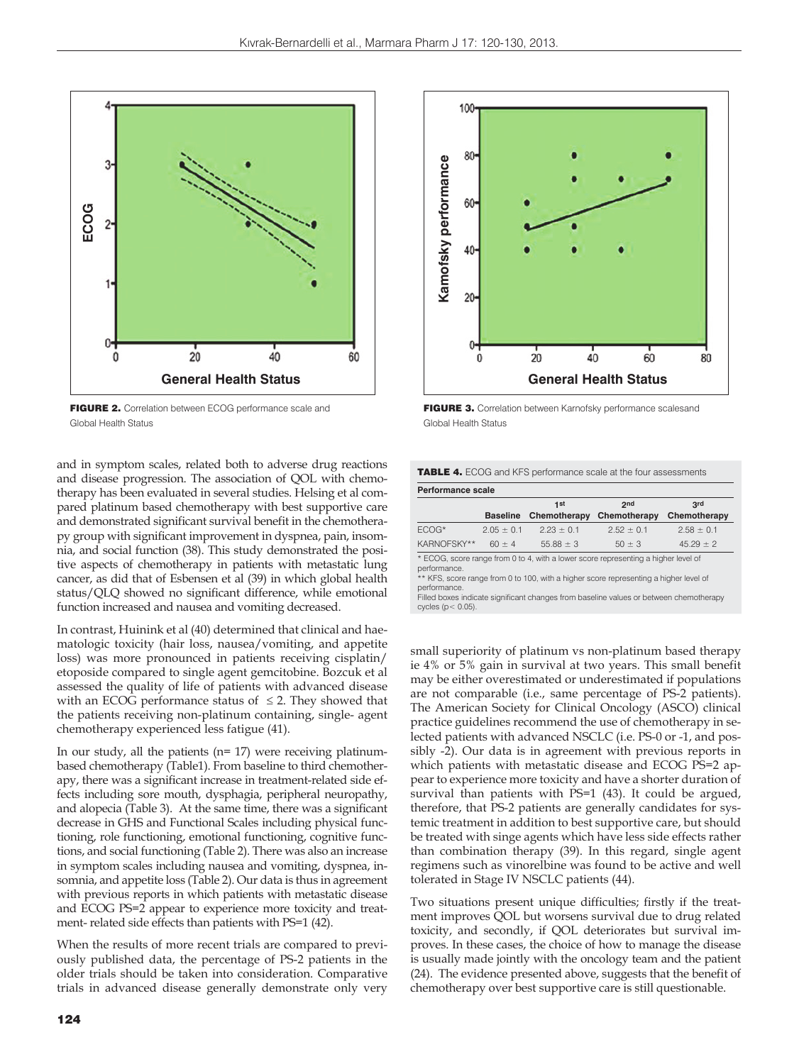FIGURE 2. Correlation between ECOG performance scale and Global Health Status

FIGURE 3. Correlation between Karnofsky performance scalesand Global Health Status

and in symptom scales, related both to adverse drug reactions and disease progression. The association of QOL with chemotherapy has been evaluated in several studies. Helsing et al compared platinum based chemotherapy with best supportive care and demonstrated significant survival benefit in the chemotherapy group with significant improvement in dyspnea, pain, insomnia, and social function (38). This study demonstrated the positive aspects of chemotherapy in patients with metastatic lung cancer, as did that of Esbensen et al (39) in which global health status/QLQ showed no significant difference, while emotional function increased and nausea and vomiting decreased.

In contrast, Huinink et al (40) determined that clinical and haematologic toxicity (hair loss, nausea/vomiting, and appetite loss) was more pronounced in patients receiving cisplatin/etoposide compared to single agent gemcitabine. Bozcuk et al assessed the quality of life of patients with advanced disease with an ECOG performance status of $\leq 2$. They showed that the patients receiving non-platinum containing, single- agent chemotherapy experienced less fatigue (41).

In our study, all the patients (n= 17) were receiving platinum-based chemotherapy (Table1). From baseline to third chemotherapy, there was a significant increase in treatment-related side effects including sore mouth, dysphagia, peripheral neuropathy, and alopecia (Table 3). At the same time, there was a significant decrease in GHS and Functional Scales including physical functioning, role functioning, emotional functioning, cognitive functions, and social functioning (Table 2). There was also an increase in symptom scales including nausea and vomiting, dyspnea, insomnia, and appetite loss (Table 2). Our data is thus in agreement with previous reports in which patients with metastatic disease and ECOG PS=2 appear to experience more toxicity and treatment- related side effects than patients with PS=1 (42).

When the results of more recent trials are compared to previously published data, the percentage of PS-2 patients in the older trials should be taken into consideration. Comparative trials in advanced disease generally demonstrate only very small superiority of platinum vs non-platinum based therapy ie 4% or 5% gain in survival at two years. This small benefit may be either overestimated or underestimated if populations are not comparable (i.e., same percentage of PS-2 patients). The American Society for Clinical Oncology (ASCO) clinical practice guidelines recommend the use of chemotherapy in selected patients with advanced NSCLC (i.e. PS-0 or -1, and possibly -2). Our data is in agreement with previous reports in which patients with metastatic disease and ECOG PS=2 appear to experience more toxicity and have a shorter duration of survival than patients with PS=1 (43). It could be argued, therefore, that PS-2 patients are generally candidates for systemic treatment in addition to best supportive care, but should be treated with singe agents which have less side effects rather than combination therapy (39). In this regard, single agent regimens such as vinorelbine was found to be active and well tolerated in Stage IV NSCLC patients (44).

Two situations present unique difficulties; firstly if the treatment improves QOL but worsens survival due to drug related toxicity, and secondly, if QOL deteriorates but survival improves. In these cases, the choice of how to manage the disease is usually made jointly with the oncology team and the patient (24). The evidence presented above, suggests that the benefit of chemotherapy over best supportive care is still questionable.

**TABLE 4.** ECOG and KFS performance scale at the four assessments

| Performance scale | | | | |
|---|---|---|---|---|
| | Baseline | 1st Chemotherapy | 2nd Chemotherapy | 3rd Chemotherapy |
| ECOG* | 2.05 ± 0.1 | 2.23 ± 0.1 | 2.52 ± 0.1 | 2.58 ± 0.1 |
| KARNOFSKY** | 60 ± 4 | 55.88 ± 3 | 50 ± 3 | 45.29 ± 2 |

\* ECOG, score range from 0 to 4, with a lower score representing a higher level of performance.
\** KFS, score range from 0 to 100, with a higher score representing a higher level of performance.
Filled boxes indicate significant changes from baseline values or between chemotherapy cycles ($p < 0.05$).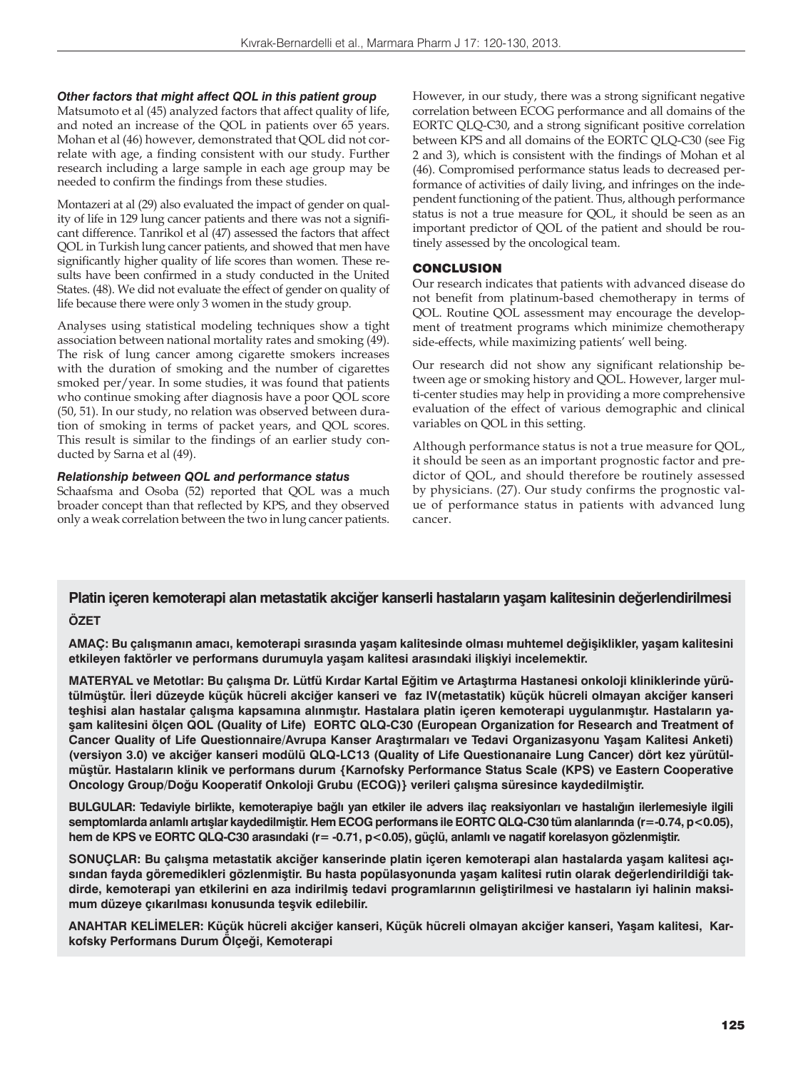### *Other factors that might affect QOL in this patient group*

Matsumoto et al (45) analyzed factors that affect quality of life, and noted an increase of the QOL in patients over 65 years. Mohan et al (46) however, demonstrated that QOL did not correlate with age, a finding consistent with our study. Further research including a large sample in each age group may be needed to confirm the findings from these studies.

Montazeri at al (29) also evaluated the impact of gender on quality of life in 129 lung cancer patients and there was not a significant difference. Tanrikol et al (47) assessed the factors that affect QOL in Turkish lung cancer patients, and showed that men have significantly higher quality of life scores than women. These results have been confirmed in a study conducted in the United States. (48). We did not evaluate the effect of gender on quality of life because there were only 3 women in the study group.

Analyses using statistical modeling techniques show a tight association between national mortality rates and smoking (49). The risk of lung cancer among cigarette smokers increases with the duration of smoking and the number of cigarettes smoked per/year. In some studies, it was found that patients who continue smoking after diagnosis have a poor QOL score (50, 51). In our study, no relation was observed between duration of smoking in terms of packet years, and QOL scores. This result is similar to the findings of an earlier study conducted by Sarna et al (49).

### *Relationship between QOL and performance status*

Schaafsma and Osoba (52) reported that QOL was a much broader concept than that reflected by KPS, and they observed only a weak correlation between the two in lung cancer patients. However, in our study, there was a strong significant negative correlation between ECOG performance and all domains of the EORTC QLQ-C30, and a strong significant positive correlation between KPS and all domains of the EORTC QLQ-C30 (see Fig 2 and 3), which is consistent with the findings of Mohan et al (46). Compromised performance status leads to decreased performance of activities of daily living, and infringes on the independent functioning of the patient. Thus, although performance status is not a true measure for QOL, it should be seen as an important predictor of QOL of the patient and should be routinely assessed by the oncological team.

## CONCLUSION

Our research indicates that patients with advanced disease do not benefit from platinum-based chemotherapy in terms of QOL. Routine QOL assessment may encourage the development of treatment programs which minimize chemotherapy side-effects, while maximizing patients' well being.

Our research did not show any significant relationship between age or smoking history and QOL. However, larger multi-center studies may help in providing a more comprehensive evaluation of the effect of various demographic and clinical variables on QOL in this setting.

Although performance status is not a true measure for QOL, it should be seen as an important prognostic factor and predictor of QOL, and should therefore be routinely assessed by physicians. (27). Our study confirms the prognostic value of performance status in patients with advanced lung cancer.

## Platin içeren kemoterapi alan metastatik akciğer kanserli hastaların yaşam kalitesinin değerlendirilmesi

### ÖZET

**AMAÇ: Bu çalışmanın amacı, kemoterapi sırasında yaşam kalitesinde olması muhtemel değişiklikler, yaşam kalitesini etkileyen faktörler ve performans durumuyla yaşam kalitesi arasındaki ilişkiyi incelemektir.**

**MATERYAL ve Metotlar: Bu çalışma Dr. Lütfü Kırdar Kartal Eğitim ve Artaştırma Hastanesi onkoloji kliniklerinde yürütülmüştür. İleri düzeyde küçük hücreli akciğer kanseri ve faz IV(metastatik) küçük hücreli olmayan akciğer kanseri teşhisi alan hastalar çalışma kapsamına alınmıştır. Hastalara platin içeren kemoterapi uygulanmıştır. Hastaların yaşam kalitesini ölçen QOL (Quality of Life) EORTC QLQ-C30 (European Organization for Research and Treatment of Cancer Quality of Life Questionnaire/Avrupa Kanser Araştırmaları ve Tedavi Organizasyonu Yaşam Kalitesi Anketi) (versiyon 3.0) ve akciğer kanseri modülü QLQ-LC13 (Quality of Life Questionanaire Lung Cancer) dört kez yürütülmüştür. Hastaların klinik ve performans durum {Karnofsky Performance Status Scale (KPS) ve Eastern Cooperative Oncology Group/Doğu Kooperatif Onkoloji Grubu (ECOG)} verileri çalışma süresince kaydedilmiştir.**

**BULGULAR: Tedaviyle birlikte, kemoterapiye bağlı yan etkiler ile advers ilaç reaksiyonları ve hastalığın ilerlemesiyle ilgili semptomlarda anlamlı artışlar kaydedilmiştir. Hem ECOG performans ile EORTC QLQ-C30 tüm alanlarında ($r=-0.74$, $p<0.05$), hem de KPS ve EORTC QLQ-C30 arasındaki ($r= -0.71$, $p<0.05$), güçlü, anlamlı ve nagatif korelasyon gözlenmiştir.**

**SONUÇLAR: Bu çalışma metastatik akciğer kanserinde platin içeren kemoterapi alan hastalarda yaşam kalitesi açısından fayda göremedikleri gözlenmiştir. Bu hasta popülasyonunda yaşam kalitesi rutin olarak değerlendirildiği takdirde, kemoterapi yan etkilerini en aza indirilmiş tedavi programlarının geliştirilmesi ve hastaların iyi halinin maksimum düzeye çıkarılması konusunda teşvik edilebilir.**

**ANAHTAR KELİMELER: Küçük hücreli akciğer kanseri, Küçük hücreli olmayan akciğer kanseri, Yaşam kalitesi, Karkofsky Performans Durum Ölçeği, Kemoterapi**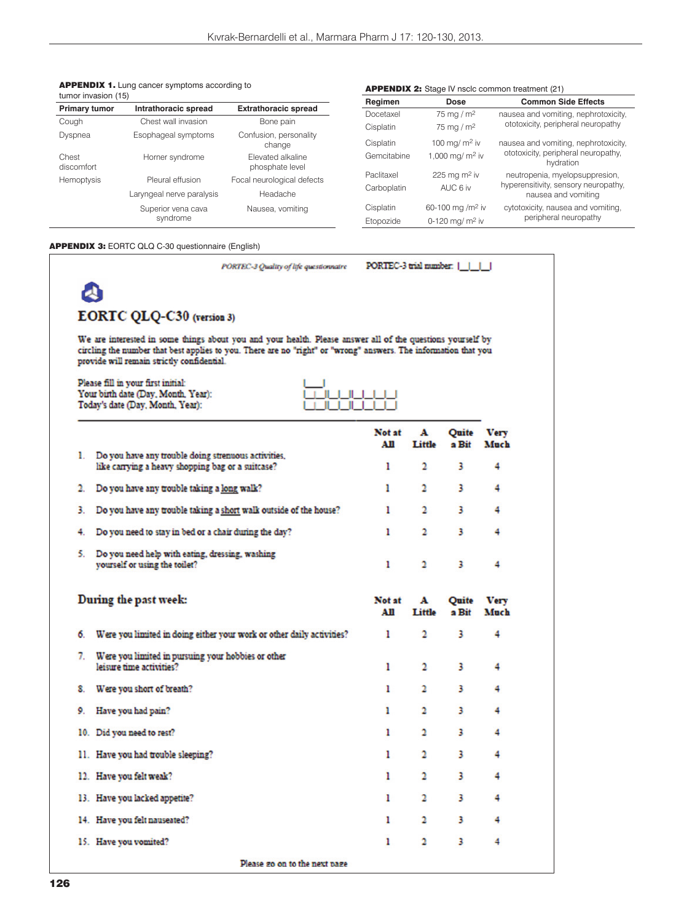**APPENDIX 1.** Lung cancer symptoms according to tumor invasion (15)

| Primary tumor | Intrathoracic spread | Extrathoracic spread |
|---|---|---|
| Cough | Chest wall invasion | Bone pain |
| Dyspnea | Esophageal symptoms | Confusion, personality change |
| Chest discomfort | Horner syndrome | Elevated alkaline phosphate level |
| Hemoptysis | Pleural effusion | Focal neurological defects |
| | Laryngeal nerve paralysis | Headache |
| | Superior vena cava syndrome | Nausea, vomiting |

**APPENDIX 2:** Stage IV nsclc common treatment (21)

| Regimen | Dose | Common Side Effects |
|---|---|---|
| Docetaxel<br>Cisplatin | 75 mg / $m^2$<br>75 mg / $m^2$ | nausea and vomiting, nephrotoxicity, ototoxicity, peripheral neuropathy |
| Cisplatin<br>Gemcitabine | 100 mg/ $m^2$ iv<br>1,000 mg/ $m^2$ iv | nausea and vomiting, nephrotoxicity, ototoxicity, peripheral neuropathy, hydration |
| Paclitaxel<br>Carboplatin | 225 mg $m^2$ iv<br>AUC 6 iv | neutropenia, myelopsuppresion, hyperensitivity, sensory neuropathy, nausea and vomiting |
| Cisplatin<br>Etopozide | 60-100 mg /$m^2$ iv<br>0-120 mg/ $m^2$ iv | cytotoxicity, nausea and vomiting, peripheral neuropathy |

**APPENDIX 3:** EORTC QLQ C-30 questionnaire (English)

*PORTEC-3 Quality of life questionnaire* PORTEC-3 trial number: |\_|\_|\_|

## EORTC QLQ-C30 (version 3)

We are interested in some things about you and your health. Please answer all of the questions yourself by circling the number that best applies to you. There are no "right" or "wrong" answers. The information that you provide will remain strictly confidential.

Please fill in your first initial: |\_\_|
Your birth date (Day, Month, Year): |\_|\_||\_|\_||\_|\_|\_|\_|
Today's date (Day, Month, Year): |\_|\_||\_|\_||\_|\_|\_|\_|

| | Not at All | A Little | Quite a Bit | Very Much |
|---|---|---|---|---|
| 1. Do you have any trouble doing strenuous activities, like carrying a heavy shopping bag or a suitcase? | 1 | 2 | 3 | 4 |
| 2. Do you have any trouble taking a **long** walk? | 1 | 2 | 3 | 4 |
| 3. Do you have any trouble taking a **short** walk outside of the house? | 1 | 2 | 3 | 4 |
| 4. Do you need to stay in bed or a chair during the day? | 1 | 2 | 3 | 4 |
| 5. Do you need help with eating, dressing, washing yourself or using the toilet? | 1 | 2 | 3 | 4 |

| **During the past week:** | Not at All | A Little | Quite a Bit | Very Much |
|---|---|---|---|---|
| 6. Were you limited in doing either your work or other daily activities? | 1 | 2 | 3 | 4 |
| 7. Were you limited in pursuing your hobbies or other leisure time activities? | 1 | 2 | 3 | 4 |
| 8. Were you short of breath? | 1 | 2 | 3 | 4 |
| 9. Have you had pain? | 1 | 2 | 3 | 4 |
| 10. Did you need to rest? | 1 | 2 | 3 | 4 |
| 11. Have you had trouble sleeping? | 1 | 2 | 3 | 4 |
| 12. Have you felt weak? | 1 | 2 | 3 | 4 |
| 13. Have you lacked appetite? | 1 | 2 | 3 | 4 |
| 14. Have you felt nauseated? | 1 | 2 | 3 | 4 |
| 15. Have you vomited? | 1 | 2 | 3 | 4 |

Please go on to the next page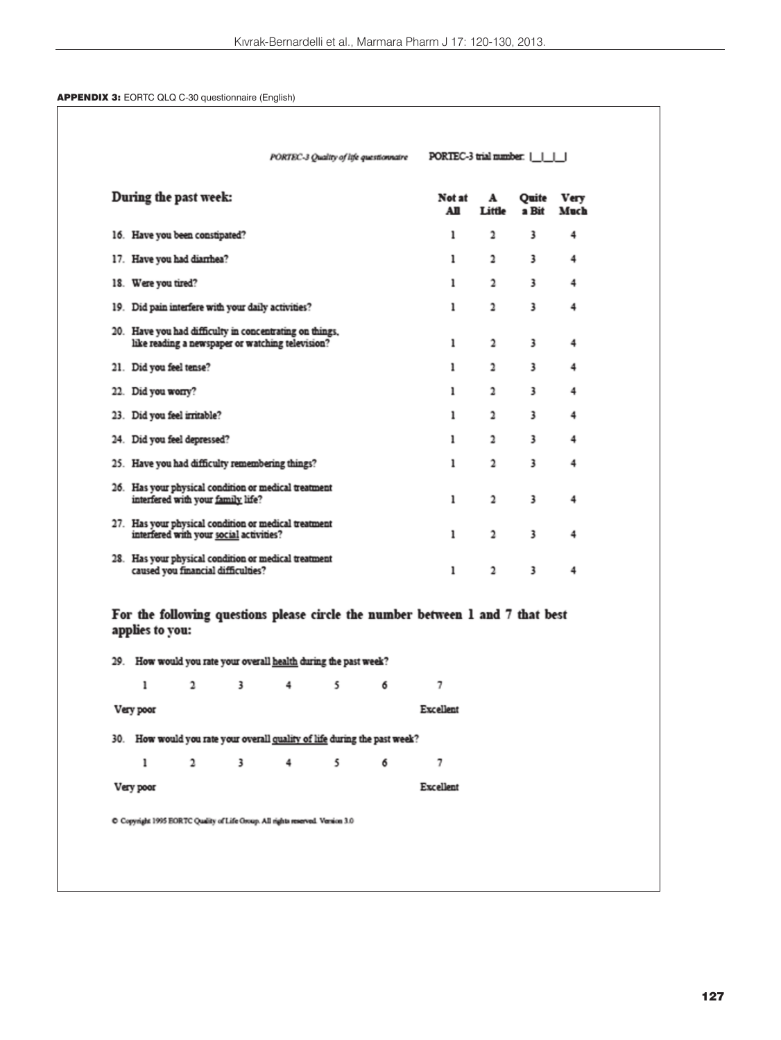**APPENDIX 3:** EORTC QLQ C-30 questionnaire (English)

*PORTEC-3 Quality of life questionnaire* PORTEC-3 trial number: |_|_|_|

| During the past week: | Not at All | A Little | Quite a Bit | Very Much |
|---|---|---|---|---|
| 16. Have you been constipated? | 1 | 2 | 3 | 4 |
| 17. Have you had diarrhea? | 1 | 2 | 3 | 4 |
| 18. Were you tired? | 1 | 2 | 3 | 4 |
| 19. Did pain interfere with your daily activities? | 1 | 2 | 3 | 4 |
| 20. Have you had difficulty in concentrating on things, like reading a newspaper or watching television? | 1 | 2 | 3 | 4 |
| 21. Did you feel tense? | 1 | 2 | 3 | 4 |
| 22. Did you worry? | 1 | 2 | 3 | 4 |
| 23. Did you feel irritable? | 1 | 2 | 3 | 4 |
| 24. Did you feel depressed? | 1 | 2 | 3 | 4 |
| 25. Have you had difficulty remembering things? | 1 | 2 | 3 | 4 |
| 26. Has your physical condition or medical treatment interfered with your family life? | 1 | 2 | 3 | 4 |
| 27. Has your physical condition or medical treatment interfered with your social activities? | 1 | 2 | 3 | 4 |
| 28. Has your physical condition or medical treatment caused you financial difficulties? | 1 | 2 | 3 | 4 |

**For the following questions please circle the number between 1 and 7 that best applies to you:**

29. How would you rate your overall health during the past week?

| 1 | 2 | 3 | 4 | 5 | 6 | 7 |
|---|---|---|---|---|---|---|
| Very poor | | | | | | Excellent |

30. How would you rate your overall quality of life during the past week?

| 1 | 2 | 3 | 4 | 5 | 6 | 7 |
|---|---|---|---|---|---|---|
| Very poor | | | | | | Excellent |

© Copyright 1995 EORTC Quality of Life Group. All rights reserved. Version 3.0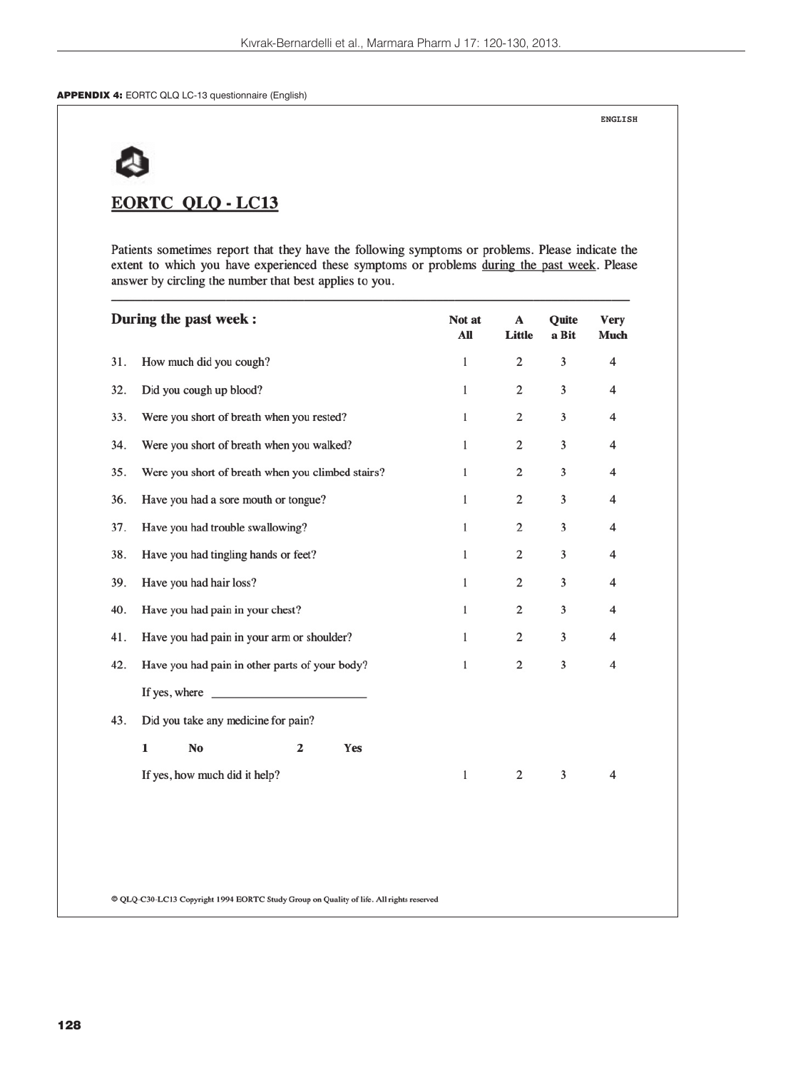**APPENDIX 4:** EORTC QLQ LC-13 questionnaire (English)

ENGLISH

# EORTC QLQ - LC13

Patients sometimes report that they have the following symptoms or problems. Please indicate the extent to which you have experienced these symptoms or problems during the past week. Please answer by circling the number that best applies to you.

| During the past week : | Not at All | A Little | Quite a Bit | Very Much |
|---|---|---|---|---|
| 31. How much did you cough? | 1 | 2 | 3 | 4 |
| 32. Did you cough up blood? | 1 | 2 | 3 | 4 |
| 33. Were you short of breath when you rested? | 1 | 2 | 3 | 4 |
| 34. Were you short of breath when you walked? | 1 | 2 | 3 | 4 |
| 35. Were you short of breath when you climbed stairs? | 1 | 2 | 3 | 4 |
| 36. Have you had a sore mouth or tongue? | 1 | 2 | 3 | 4 |
| 37. Have you had trouble swallowing? | 1 | 2 | 3 | 4 |
| 38. Have you had tingling hands or feet? | 1 | 2 | 3 | 4 |
| 39. Have you had hair loss? | 1 | 2 | 3 | 4 |
| 40. Have you had pain in your chest? | 1 | 2 | 3 | 4 |
| 41. Have you had pain in your arm or shoulder? | 1 | 2 | 3 | 4 |
| 42. Have you had pain in other parts of your body? | 1 | 2 | 3 | 4 |
| If yes, where \_\_\_\_\_\_\_\_\_\_\_\_\_\_\_\_\_\_\_\_\_\_\_\_ | | | | |
| 43. Did you take any medicine for pain? | | | | |
| **1** **No** **2** **Yes** | | | | |
| If yes, how much did it help? | 1 | 2 | 3 | 4 |

© QLQ-C30-LC13 Copyright 1994 EORTC Study Group on Quality of life. All rights reserved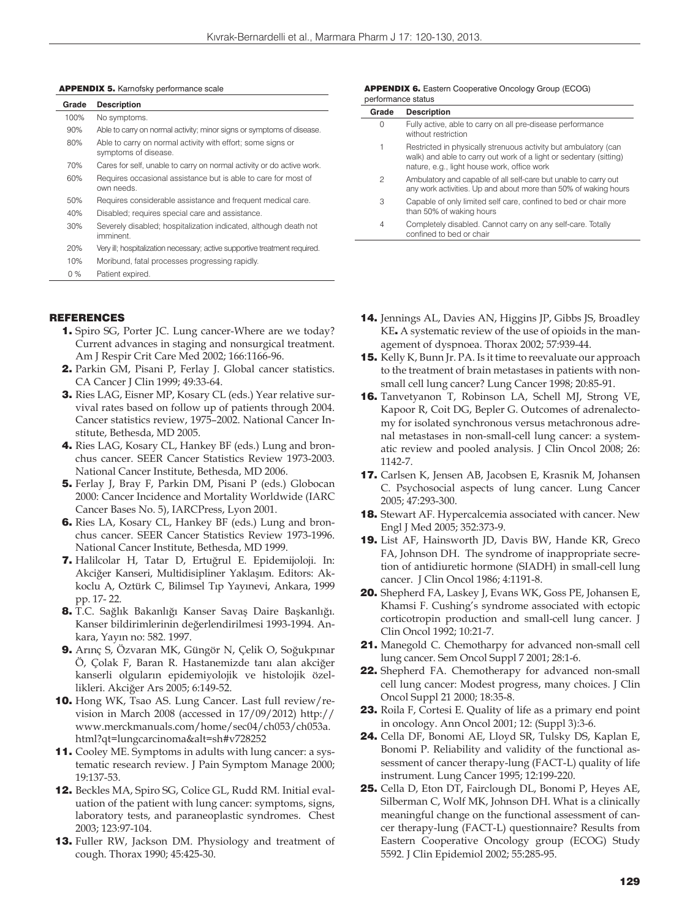**APPENDIX 5.** Karnofsky performance scale

| Grade | Description |
|---|---|
| 100% | No symptoms. |
| 90% | Able to carry on normal activity; minor signs or symptoms of disease. |
| 80% | Able to carry on normal activity with effort; some signs or symptoms of disease. |
| 70% | Cares for self, unable to carry on normal activity or do active work. |
| 60% | Requires occasional assistance but is able to care for most of own needs. |
| 50% | Requires considerable assistance and frequent medical care. |
| 40% | Disabled; requires special care and assistance. |
| 30% | Severely disabled; hospitalization indicated, although death not imminent. |
| 20% | Very ill; hospitalization necessary; active supportive treatment required. |
| 10% | Moribund, fatal processes progressing rapidly. |
| 0 % | Patient expired. |

**APPENDIX 6.** Eastern Cooperative Oncology Group (ECOG) performance status

| Grade | Description |
|---|---|
| 0 | Fully active, able to carry on all pre-disease performance without restriction |
| 1 | Restricted in physically strenuous activity but ambulatory (can walk) and able to carry out work of a light or sedentary (sitting) nature, e.g., light house work, office work |
| 2 | Ambulatory and capable of all self-care but unable to carry out any work activities. Up and about more than 50% of waking hours |
| 3 | Capable of only limited self care, confined to bed or chair more than 50% of waking hours |
| 4 | Completely disabled. Cannot carry on any self-care. Totally confined to bed or chair |

## REFERENCES

1. Spiro SG, Porter JC. Lung cancer-Where are we today? Current advances in staging and nonsurgical treatment. Am J Respir Crit Care Med 2002; 166:1166-96.
2. Parkin GM, Pisani P, Ferlay J. Global cancer statistics. CA Cancer J Clin 1999; 49:33-64.
3. Ries LAG, Eisner MP, Kosary CL (eds.) Year relative survival rates based on follow up of patients through 2004. Cancer statistics review, 1975–2002. National Cancer Institute, Bethesda, MD 2005.
4. Ries LAG, Kosary CL, Hankey BF (eds.) Lung and bronchus cancer. SEER Cancer Statistics Review 1973-2003. National Cancer Institute, Bethesda, MD 2006.
5. Ferlay J, Bray F, Parkin DM, Pisani P (eds.) Globocan 2000: Cancer Incidence and Mortality Worldwide (IARC Cancer Bases No. 5), IARCPress, Lyon 2001.
6. Ries LA, Kosary CL, Hankey BF (eds.) Lung and bronchus cancer. SEER Cancer Statistics Review 1973-1996. National Cancer Institute, Bethesda, MD 1999.
7. Halilcolar H, Tatar D, Ertuğrul E. Epidemijoloji. In: Akciğer Kanseri, Multidisipliner Yaklaşım. Editors: Akkoclu A, Oztürk C, Bilimsel Tıp Yayınevi, Ankara, 1999 pp. 17- 22.
8. T.C. Sağlık Bakanlığı Kanser Savaş Daire Başkanlığı. Kanser bildirimlerinin değerlendirilmesi 1993-1994. Ankara, Yayın no: 582. 1997.
9. Arınç S, Özvaran MK, Güngör N, Çelik O, Soğukpınar Ö, Çolak F, Baran R. Hastanemizde tanı alan akciğer kanserli olguların epidemiyolojik ve histolojik özellikleri. Akciğer Ars 2005; 6:149-52.
10. Hong WK, Tsao AS. Lung Cancer. Last full review/revision in March 2008 (accessed in 17/09/2012) http://www.merckmanuals.com/home/sec04/ch053/ch053a.html?qt=lungcarcinoma&alt=sh#v728252
11. Cooley ME. Symptoms in adults with lung cancer: a systematic research review. J Pain Symptom Manage 2000; 19:137-53.
12. Beckles MA, Spiro SG, Colice GL, Rudd RM. Initial evaluation of the patient with lung cancer: symptoms, signs, laboratory tests, and paraneoplastic syndromes. Chest 2003; 123:97-104.
13. Fuller RW, Jackson DM. Physiology and treatment of cough. Thorax 1990; 45:425-30.
14. Jennings AL, Davies AN, Higgins JP, Gibbs JS, Broadley KE. A systematic review of the use of opioids in the management of dyspnoea. Thorax 2002; 57:939-44.
15. Kelly K, Bunn Jr. PA. Is it time to reevaluate our approach to the treatment of brain metastases in patients with nonsmall cell lung cancer? Lung Cancer 1998; 20:85-91.
16. Tanvetyanon T, Robinson LA, Schell MJ, Strong VE, Kapoor R, Coit DG, Bepler G. Outcomes of adrenalectomy for isolated synchronous versus metachronous adrenal metastases in non-small-cell lung cancer: a systematic review and pooled analysis. J Clin Oncol 2008; 26: 1142-7.
17. Carlsen K, Jensen AB, Jacobsen E, Krasnik M, Johansen C. Psychosocial aspects of lung cancer. Lung Cancer 2005; 47:293-300.
18. Stewart AF. Hypercalcemia associated with cancer. New Engl J Med 2005; 352:373-9.
19. List AF, Hainsworth JD, Davis BW, Hande KR, Greco FA, Johnson DH. The syndrome of inappropriate secretion of antidiuretic hormone (SIADH) in small-cell lung cancer. J Clin Oncol 1986; 4:1191-8.
20. Shepherd FA, Laskey J, Evans WK, Goss PE, Johansen E, Khamsi F. Cushing's syndrome associated with ectopic corticotropin production and small-cell lung cancer. J Clin Oncol 1992; 10:21-7.
21. Manegold C. Chemotharpy for advanced non-small cell lung cancer. Sem Oncol Suppl 7 2001; 28:1-6.
22. Shepherd FA. Chemotherapy for advanced non-small cell lung cancer: Modest progress, many choices. J Clin Oncol Suppl 21 2000; 18:35-8.
23. Roila F, Cortesi E. Quality of life as a primary end point in oncology. Ann Oncol 2001; 12: (Suppl 3):3-6.
24. Cella DF, Bonomi AE, Lloyd SR, Tulsky DS, Kaplan E, Bonomi P. Reliability and validity of the functional assessment of cancer therapy-lung (FACT-L) quality of life instrument. Lung Cancer 1995; 12:199-220.
25. Cella D, Eton DT, Fairclough DL, Bonomi P, Heyes AE, Silberman C, Wolf MK, Johnson DH. What is a clinically meaningful change on the functional assessment of cancer therapy-lung (FACT-L) questionnaire? Results from Eastern Cooperative Oncology group (ECOG) Study 5592. J Clin Epidemiol 2002; 55:285-95.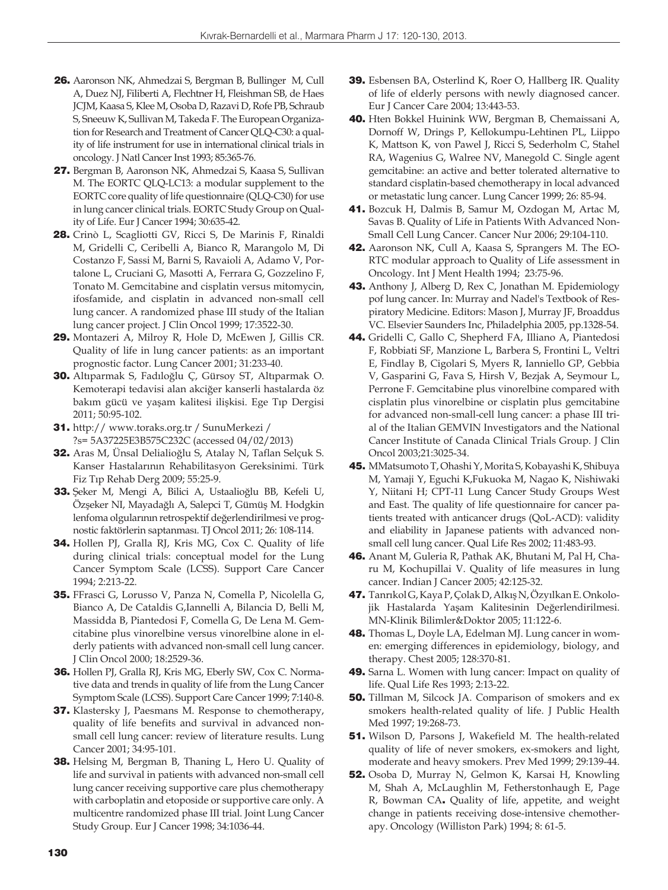26. Aaronson NK, Ahmedzai S, Bergman B, Bullinger M, Cull A, Duez NJ, Filiberti A, Flechtner H, Fleishman SB, de Haes JCJM, Kaasa S, Klee M, Osoba D, Razavi D, Rofe PB, Schraub S, Sneeuw K, Sullivan M, Takeda F. The European Organization for Research and Treatment of Cancer QLQ-C30: a quality of life instrument for use in international clinical trials in oncology. J Natl Cancer Inst 1993; 85:365-76.
27. Bergman B, Aaronson NK, Ahmedzai S, Kaasa S, Sullivan M. The EORTC QLQ-LC13: a modular supplement to the EORTC core quality of life questionnaire (QLQ-C30) for use in lung cancer clinical trials. EORTC Study Group on Quality of Life. Eur J Cancer 1994; 30:635-42.
28. Crinò L, Scagliotti GV, Ricci S, De Marinis F, Rinaldi M, Gridelli C, Ceribelli A, Bianco R, Marangolo M, Di Costanzo F, Sassi M, Barni S, Ravaioli A, Adamo V, Portalone L, Cruciani G, Masotti A, Ferrara G, Gozzelino F, Tonato M. Gemcitabine and cisplatin versus mitomycin, ifosfamide, and cisplatin in advanced non-small cell lung cancer. A randomized phase III study of the Italian lung cancer project. J Clin Oncol 1999; 17:3522-30.
29. Montazeri A, Milroy R, Hole D, McEwen J, Gillis CR. Quality of life in lung cancer patients: as an important prognostic factor. Lung Cancer 2001; 31:233-40.
30. Altıparmak S, Fadıloğlu Ç, Gürsoy ST, Altıparmak O. Kemoterapi tedavisi alan akciğer kanserli hastalarda öz bakım gücü ve yaşam kalitesi ilişkisi. Ege Tıp Dergisi 2011; 50:95-102.
31. http:// www.toraks.org.tr / SunuMerkezi / ?s= 5A37225E3B575C232C (accessed 04/02/2013)
32. Aras M, Ünsal Delialioğlu S, Atalay N, Taflan Selçuk S. Kanser Hastalarının Rehabilitasyon Gereksinimi. Türk Fiz Tıp Rehab Derg 2009; 55:25-9.
33. Şeker M, Mengi A, Bilici A, Ustaalioğlu BB, Kefeli U, Özşeker NI, Mayadağlı A, Salepci T, Gümüş M. Hodgkin lenfoma olgularının retrospektif değerlendirilmesi ve prognostic faktörlerin saptanması. TJ Oncol 2011; 26: 108-114.
34. Hollen PJ, Gralla RJ, Kris MG, Cox C. Quality of life during clinical trials: conceptual model for the Lung Cancer Symptom Scale (LCSS). Support Care Cancer 1994; 2:213-22.
35. FFrasci G, Lorusso V, Panza N, Comella P, Nicolella G, Bianco A, De Cataldis G,Iannelli A, Bilancia D, Belli M, Massidda B, Piantedosi F, Comella G, De Lena M. Gemcitabine plus vinorelbine versus vinorelbine alone in elderly patients with advanced non-small cell lung cancer. J Clin Oncol 2000; 18:2529-36.
36. Hollen PJ, Gralla RJ, Kris MG, Eberly SW, Cox C. Normative data and trends in quality of life from the Lung Cancer Symptom Scale (LCSS). Support Care Cancer 1999; 7:140-8.
37. Klastersky J, Paesmans M. Response to chemotherapy, quality of life benefits and survival in advanced non-small cell lung cancer: review of literature results. Lung Cancer 2001; 34:95-101.
38. Helsing M, Bergman B, Thaning L, Hero U. Quality of life and survival in patients with advanced non-small cell lung cancer receiving supportive care plus chemotherapy with carboplatin and etoposide or supportive care only. A multicentre randomized phase III trial. Joint Lung Cancer Study Group. Eur J Cancer 1998; 34:1036-44.
39. Esbensen BA, Osterlind K, Roer O, Hallberg IR. Quality of life of elderly persons with newly diagnosed cancer. Eur J Cancer Care 2004; 13:443-53.
40. Hten Bokkel Huinink WW, Bergman B, Chemaissani A, Dornoff W, Drings P, Kellokumpu-Lehtinen PL, Liippo K, Mattson K, von Pawel J, Ricci S, Sederholm C, Stahel RA, Wagenius G, Walree NV, Manegold C. Single agent gemcitabine: an active and better tolerated alternative to standard cisplatin-based chemotherapy in local advanced or metastatic lung cancer. Lung Cancer 1999; 26: 85-94.
41. Bozcuk H, Dalmis B, Samur M, Ozdogan M, Artac M, Savas B. Quality of Life in Patients With Advanced Non-Small Cell Lung Cancer. Cancer Nur 2006; 29:104-110.
42. Aaronson NK, Cull A, Kaasa S, Sprangers M. The EORTC modular approach to Quality of Life assessment in Oncology. Int J Ment Health 1994; 23:75-96.
43. Anthony J, Alberg D, Rex C, Jonathan M. Epidemiology pof lung cancer. In: Murray and Nadel's Textbook of Respiratory Medicine. Editors: Mason J, Murray JF, Broaddus VC. Elsevier Saunders Inc, Philadelphia 2005, pp.1328-54.
44. Gridelli C, Gallo C, Shepherd FA, Illiano A, Piantedosi F, Robbiati SF, Manzione L, Barbera S, Frontini L, Veltri E, Findlay B, Cigolari S, Myers R, Ianniello GP, Gebbia V, Gasparini G, Fava S, Hirsh V, Bezjak A, Seymour L, Perrone F. Gemcitabine plus vinorelbine compared with cisplatin plus vinorelbine or cisplatin plus gemcitabine for advanced non-small-cell lung cancer: a phase III trial of the Italian GEMVIN Investigators and the National Cancer Institute of Canada Clinical Trials Group. J Clin Oncol 2003;21:3025-34.
45. MMatsumoto T, Ohashi Y, Morita S, Kobayashi K, Shibuya M, Yamaji Y, Eguchi K,Fukuoka M, Nagao K, Nishiwaki Y, Niitani H; CPT-11 Lung Cancer Study Groups West and East. The quality of life questionnaire for cancer patients treated with anticancer drugs (QoL-ACD): validity and eliability in Japanese patients with advanced non-small cell lung cancer. Qual Life Res 2002; 11:483-93.
46. Anant M, Guleria R, Pathak AK, Bhutani M, Pal H, Charu M, Kochupillai V. Quality of life measures in lung cancer. Indian J Cancer 2005; 42:125-32.
47. Tanrıkol G, Kaya P, Çolak D, Alkış N, Özyılkan E. Onkolojik Hastalarda Yaşam Kalitesinin Değerlendirilmesi. MN-Klinik Bilimler&Doktor 2005; 11:122-6.
48. Thomas L, Doyle LA, Edelman MJ. Lung cancer in women: emerging differences in epidemiology, biology, and therapy. Chest 2005; 128:370-81.
49. Sarna L. Women with lung cancer: Impact on quality of life. Qual Life Res 1993; 2:13-22.
50. Tillman M, Silcock JA. Comparison of smokers and ex smokers health-related quality of life. J Public Health Med 1997; 19:268-73.
51. Wilson D, Parsons J, Wakefield M. The health-related quality of life of never smokers, ex-smokers and light, moderate and heavy smokers. Prev Med 1999; 29:139-44.
52. Osoba D, Murray N, Gelmon K, Karsai H, Knowling M, Shah A, McLaughlin M, Fetherstonhaugh E, Page R, Bowman CA. Quality of life, appetite, and weight change in patients receiving dose-intensive chemotherapy. Oncology (Williston Park) 1994; 8: 61-5.